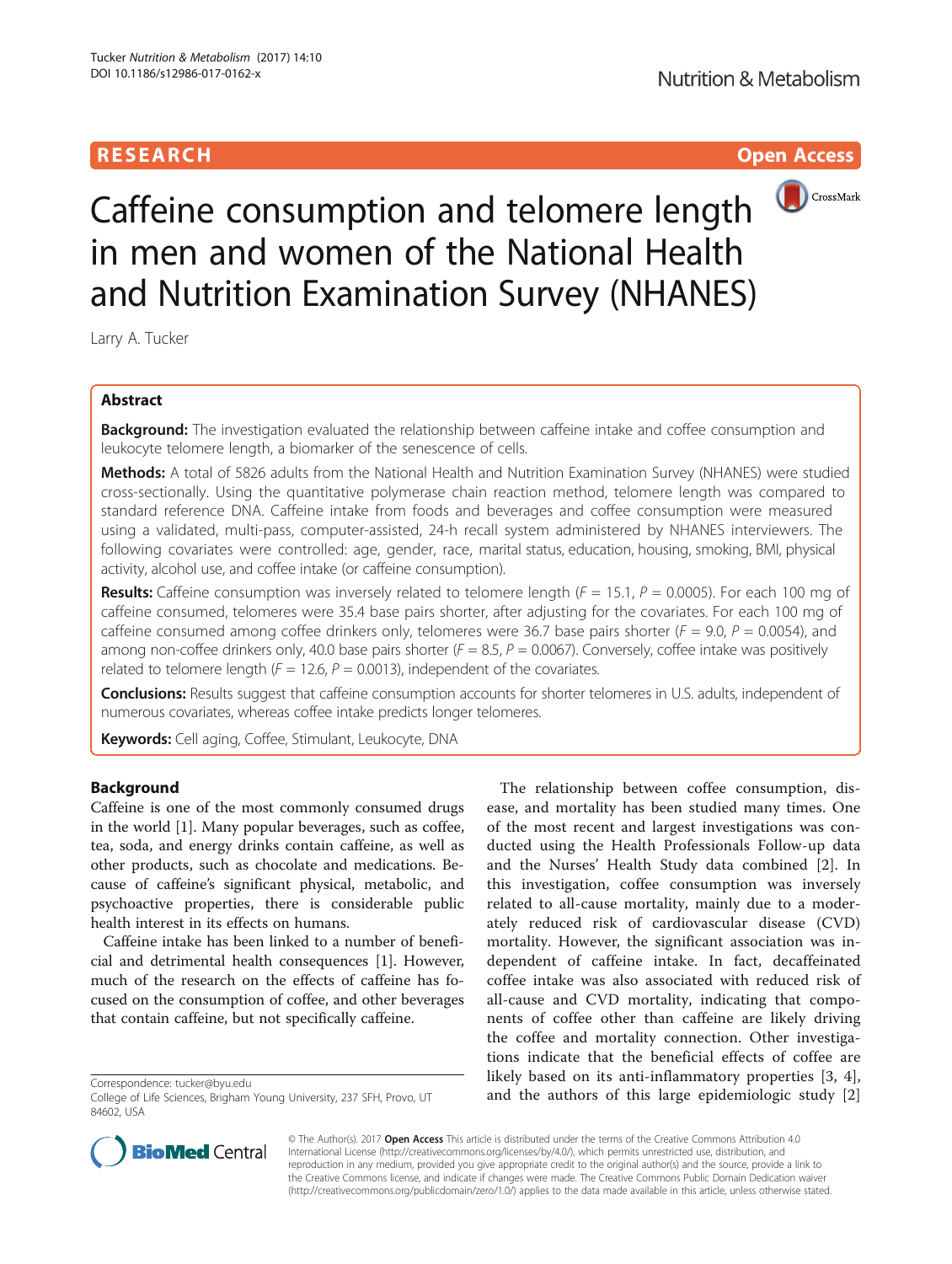RESEARCH Open Access

# Caffeine consumption and telomere length in men and women of the National Health and Nutrition Examination Survey (NHANES)

Larry A. Tucker

## Abstract

**Background:** The investigation evaluated the relationship between caffeine intake and coffee consumption and leukocyte telomere length, a biomarker of the senescence of cells.

**Methods:** A total of 5826 adults from the National Health and Nutrition Examination Survey (NHANES) were studied cross-sectionally. Using the quantitative polymerase chain reaction method, telomere length was compared to standard reference DNA. Caffeine intake from foods and beverages and coffee consumption were measured using a validated, multi-pass, computer-assisted, 24-h recall system administered by NHANES interviewers. The following covariates were controlled: age, gender, race, marital status, education, housing, smoking, BMI, physical activity, alcohol use, and coffee intake (or caffeine consumption).

**Results:** Caffeine consumption was inversely related to telomere length ($F = 15.1$, $P = 0.0005$). For each 100 mg of caffeine consumed, telomeres were 35.4 base pairs shorter, after adjusting for the covariates. For each 100 mg of caffeine consumed among coffee drinkers only, telomeres were 36.7 base pairs shorter ($F = 9.0$, $P = 0.0054$), and among non-coffee drinkers only, 40.0 base pairs shorter ($F = 8.5$, $P = 0.0067$). Conversely, coffee intake was positively related to telomere length ($F = 12.6$, $P = 0.0013$), independent of the covariates.

**Conclusions:** Results suggest that caffeine consumption accounts for shorter telomeres in U.S. adults, independent of numerous covariates, whereas coffee intake predicts longer telomeres.

**Keywords:** Cell aging, Coffee, Stimulant, Leukocyte, DNA

## Background

Caffeine is one of the most commonly consumed drugs in the world [1]. Many popular beverages, such as coffee, tea, soda, and energy drinks contain caffeine, as well as other products, such as chocolate and medications. Because of caffeine's significant physical, metabolic, and psychoactive properties, there is considerable public health interest in its effects on humans.

Caffeine intake has been linked to a number of beneficial and detrimental health consequences [1]. However, much of the research on the effects of caffeine has focused on the consumption of coffee, and other beverages that contain caffeine, but not specifically caffeine.

The relationship between coffee consumption, disease, and mortality has been studied many times. One of the most recent and largest investigations was conducted using the Health Professionals Follow-up data and the Nurses' Health Study data combined [2]. In this investigation, coffee consumption was inversely related to all-cause mortality, mainly due to a moderately reduced risk of cardiovascular disease (CVD) mortality. However, the significant association was independent of caffeine intake. In fact, decaffeinated coffee intake was also associated with reduced risk of all-cause and CVD mortality, indicating that components of coffee other than caffeine are likely driving the coffee and mortality connection. Other investigations indicate that the beneficial effects of coffee are likely based on its anti-inflammatory properties [3, 4], and the authors of this large epidemiologic study [2]

Correspondence: tucker@byu.edu
College of Life Sciences, Brigham Young University, 237 SFH, Provo, UT 84602, USA

© The Author(s). 2017 **Open Access** This article is distributed under the terms of the Creative Commons Attribution 4.0 International License (http://creativecommons.org/licenses/by/4.0/), which permits unrestricted use, distribution, and reproduction in any medium, provided you give appropriate credit to the original author(s) and the source, provide a link to the Creative Commons license, and indicate if changes were made. The Creative Commons Public Domain Dedication waiver (http://creativecommons.org/publicdomain/zero/1.0/) applies to the data made available in this article, unless otherwise stated.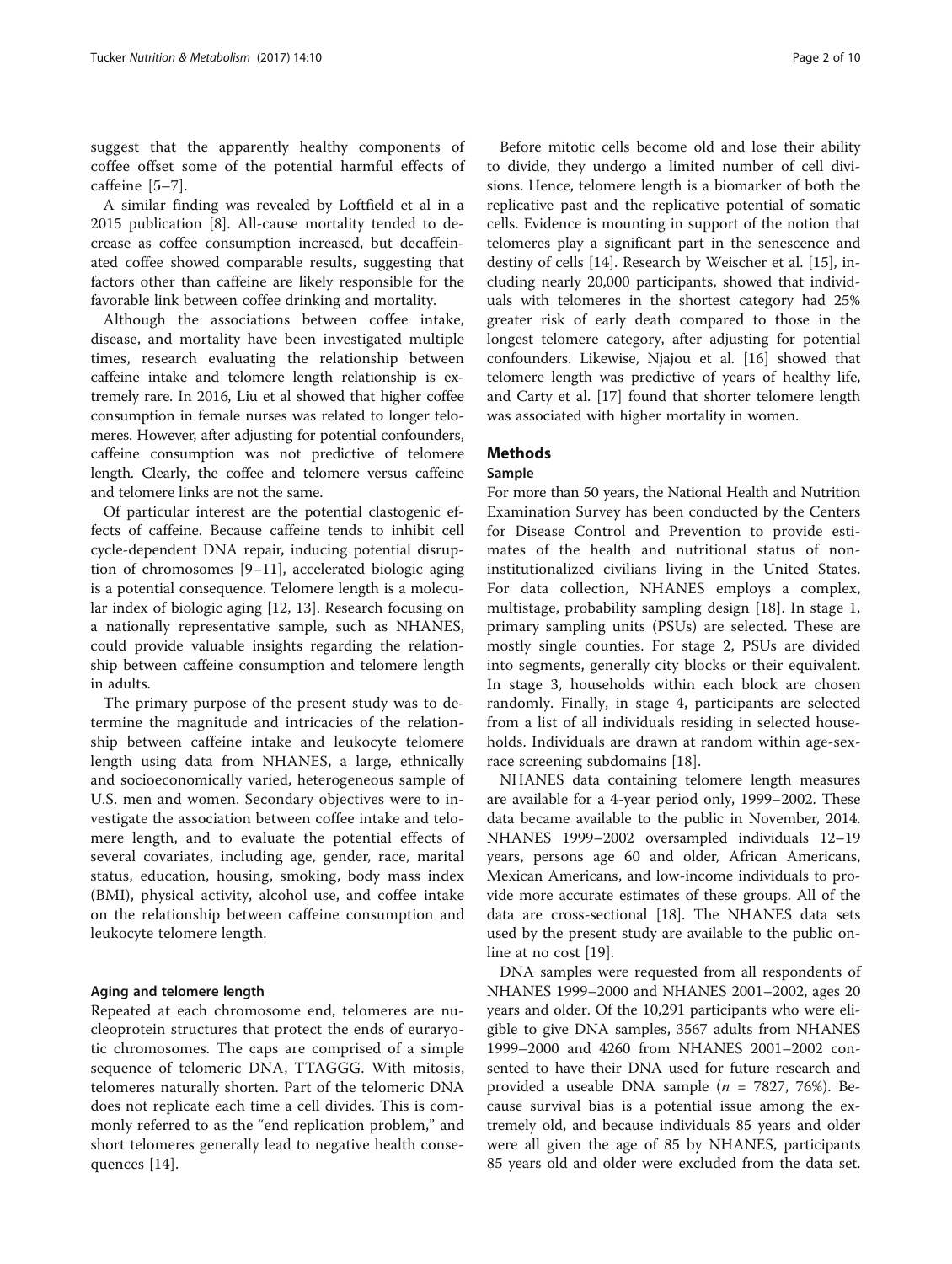suggest that the apparently healthy components of coffee offset some of the potential harmful effects of caffeine [5–7].

A similar finding was revealed by Loftfield et al in a 2015 publication [8]. All-cause mortality tended to decrease as coffee consumption increased, but decaffeinated coffee showed comparable results, suggesting that factors other than caffeine are likely responsible for the favorable link between coffee drinking and mortality.

Although the associations between coffee intake, disease, and mortality have been investigated multiple times, research evaluating the relationship between caffeine intake and telomere length relationship is extremely rare. In 2016, Liu et al showed that higher coffee consumption in female nurses was related to longer telomeres. However, after adjusting for potential confounders, caffeine consumption was not predictive of telomere length. Clearly, the coffee and telomere versus caffeine and telomere links are not the same.

Of particular interest are the potential clastogenic effects of caffeine. Because caffeine tends to inhibit cell cycle-dependent DNA repair, inducing potential disruption of chromosomes [9–11], accelerated biologic aging is a potential consequence. Telomere length is a molecular index of biologic aging [12, 13]. Research focusing on a nationally representative sample, such as NHANES, could provide valuable insights regarding the relationship between caffeine consumption and telomere length in adults.

The primary purpose of the present study was to determine the magnitude and intricacies of the relationship between caffeine intake and leukocyte telomere length using data from NHANES, a large, ethnically and socioeconomically varied, heterogeneous sample of U.S. men and women. Secondary objectives were to investigate the association between coffee intake and telomere length, and to evaluate the potential effects of several covariates, including age, gender, race, marital status, education, housing, smoking, body mass index (BMI), physical activity, alcohol use, and coffee intake on the relationship between caffeine consumption and leukocyte telomere length.

### Aging and telomere length

Repeated at each chromosome end, telomeres are nucleoprotein structures that protect the ends of euraryotic chromosomes. The caps are comprised of a simple sequence of telomeric DNA, TTAGGG. With mitosis, telomeres naturally shorten. Part of the telomeric DNA does not replicate each time a cell divides. This is commonly referred to as the "end replication problem," and short telomeres generally lead to negative health consequences [14].

Before mitotic cells become old and lose their ability to divide, they undergo a limited number of cell divisions. Hence, telomere length is a biomarker of both the replicative past and the replicative potential of somatic cells. Evidence is mounting in support of the notion that telomeres play a significant part in the senescence and destiny of cells [14]. Research by Weischer et al. [15], including nearly 20,000 participants, showed that individuals with telomeres in the shortest category had 25% greater risk of early death compared to those in the longest telomere category, after adjusting for potential confounders. Likewise, Njajou et al. [16] showed that telomere length was predictive of years of healthy life, and Carty et al. [17] found that shorter telomere length was associated with higher mortality in women.

## Methods

### Sample

For more than 50 years, the National Health and Nutrition Examination Survey has been conducted by the Centers for Disease Control and Prevention to provide estimates of the health and nutritional status of non-institutionalized civilians living in the United States. For data collection, NHANES employs a complex, multistage, probability sampling design [18]. In stage 1, primary sampling units (PSUs) are selected. These are mostly single counties. For stage 2, PSUs are divided into segments, generally city blocks or their equivalent. In stage 3, households within each block are chosen randomly. Finally, in stage 4, participants are selected from a list of all individuals residing in selected households. Individuals are drawn at random within age-sex-race screening subdomains [18].

NHANES data containing telomere length measures are available for a 4-year period only, 1999–2002. These data became available to the public in November, 2014. NHANES 1999–2002 oversampled individuals 12–19 years, persons age 60 and older, African Americans, Mexican Americans, and low-income individuals to provide more accurate estimates of these groups. All of the data are cross-sectional [18]. The NHANES data sets used by the present study are available to the public online at no cost [19].

DNA samples were requested from all respondents of NHANES 1999–2000 and NHANES 2001–2002, ages 20 years and older. Of the 10,291 participants who were eligible to give DNA samples, 3567 adults from NHANES 1999–2000 and 4260 from NHANES 2001–2002 consented to have their DNA used for future research and provided a useable DNA sample ($n$ = 7827, 76%). Because survival bias is a potential issue among the extremely old, and because individuals 85 years and older were all given the age of 85 by NHANES, participants 85 years old and older were excluded from the data set.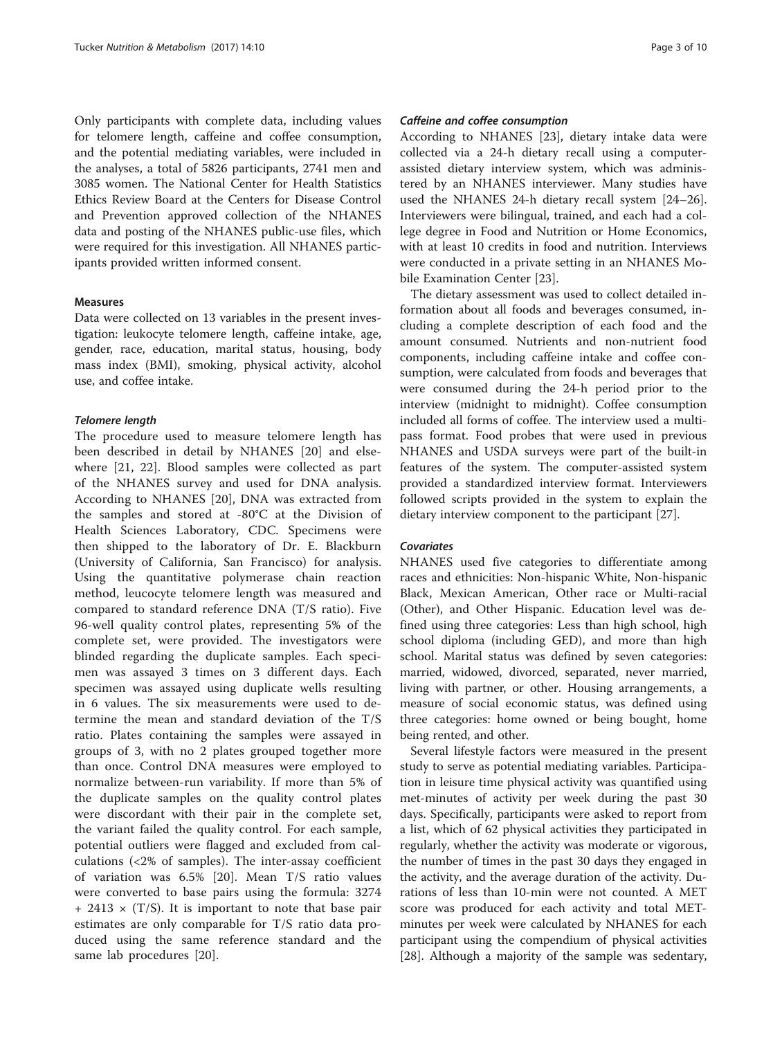Only participants with complete data, including values for telomere length, caffeine and coffee consumption, and the potential mediating variables, were included in the analyses, a total of 5826 participants, 2741 men and 3085 women. The National Center for Health Statistics Ethics Review Board at the Centers for Disease Control and Prevention approved collection of the NHANES data and posting of the NHANES public-use files, which were required for this investigation. All NHANES participants provided written informed consent.

### Measures

Data were collected on 13 variables in the present investigation: leukocyte telomere length, caffeine intake, age, gender, race, education, marital status, housing, body mass index (BMI), smoking, physical activity, alcohol use, and coffee intake.

#### *Telomere length*

The procedure used to measure telomere length has been described in detail by NHANES [20] and elsewhere [21, 22]. Blood samples were collected as part of the NHANES survey and used for DNA analysis. According to NHANES [20], DNA was extracted from the samples and stored at -80°C at the Division of Health Sciences Laboratory, CDC. Specimens were then shipped to the laboratory of Dr. E. Blackburn (University of California, San Francisco) for analysis. Using the quantitative polymerase chain reaction method, leucocyte telomere length was measured and compared to standard reference DNA (T/S ratio). Five 96-well quality control plates, representing 5% of the complete set, were provided. The investigators were blinded regarding the duplicate samples. Each specimen was assayed 3 times on 3 different days. Each specimen was assayed using duplicate wells resulting in 6 values. The six measurements were used to determine the mean and standard deviation of the T/S ratio. Plates containing the samples were assayed in groups of 3, with no 2 plates grouped together more than once. Control DNA measures were employed to normalize between-run variability. If more than 5% of the duplicate samples on the quality control plates were discordant with their pair in the complete set, the variant failed the quality control. For each sample, potential outliers were flagged and excluded from calculations (<2% of samples). The inter-assay coefficient of variation was 6.5% [20]. Mean T/S ratio values were converted to base pairs using the formula: $3274 + 2413 \times (T/S)$. It is important to note that base pair estimates are only comparable for T/S ratio data produced using the same reference standard and the same lab procedures [20].

#### *Caffeine and coffee consumption*

According to NHANES [23], dietary intake data were collected via a 24-h dietary recall using a computer-assisted dietary interview system, which was administered by an NHANES interviewer. Many studies have used the NHANES 24-h dietary recall system [24–26]. Interviewers were bilingual, trained, and each had a college degree in Food and Nutrition or Home Economics, with at least 10 credits in food and nutrition. Interviews were conducted in a private setting in an NHANES Mobile Examination Center [23].

The dietary assessment was used to collect detailed information about all foods and beverages consumed, including a complete description of each food and the amount consumed. Nutrients and non-nutrient food components, including caffeine intake and coffee consumption, were calculated from foods and beverages that were consumed during the 24-h period prior to the interview (midnight to midnight). Coffee consumption included all forms of coffee. The interview used a multipass format. Food probes that were used in previous NHANES and USDA surveys were part of the built-in features of the system. The computer-assisted system provided a standardized interview format. Interviewers followed scripts provided in the system to explain the dietary interview component to the participant [27].

#### *Covariates*

NHANES used five categories to differentiate among races and ethnicities: Non-hispanic White, Non-hispanic Black, Mexican American, Other race or Multi-racial (Other), and Other Hispanic. Education level was defined using three categories: Less than high school, high school diploma (including GED), and more than high school. Marital status was defined by seven categories: married, widowed, divorced, separated, never married, living with partner, or other. Housing arrangements, a measure of social economic status, was defined using three categories: home owned or being bought, home being rented, and other.

Several lifestyle factors were measured in the present study to serve as potential mediating variables. Participation in leisure time physical activity was quantified using met-minutes of activity per week during the past 30 days. Specifically, participants were asked to report from a list, which of 62 physical activities they participated in regularly, whether the activity was moderate or vigorous, the number of times in the past 30 days they engaged in the activity, and the average duration of the activity. Durations of less than 10-min were not counted. A MET score was produced for each activity and total MET-minutes per week were calculated by NHANES for each participant using the compendium of physical activities [28]. Although a majority of the sample was sedentary,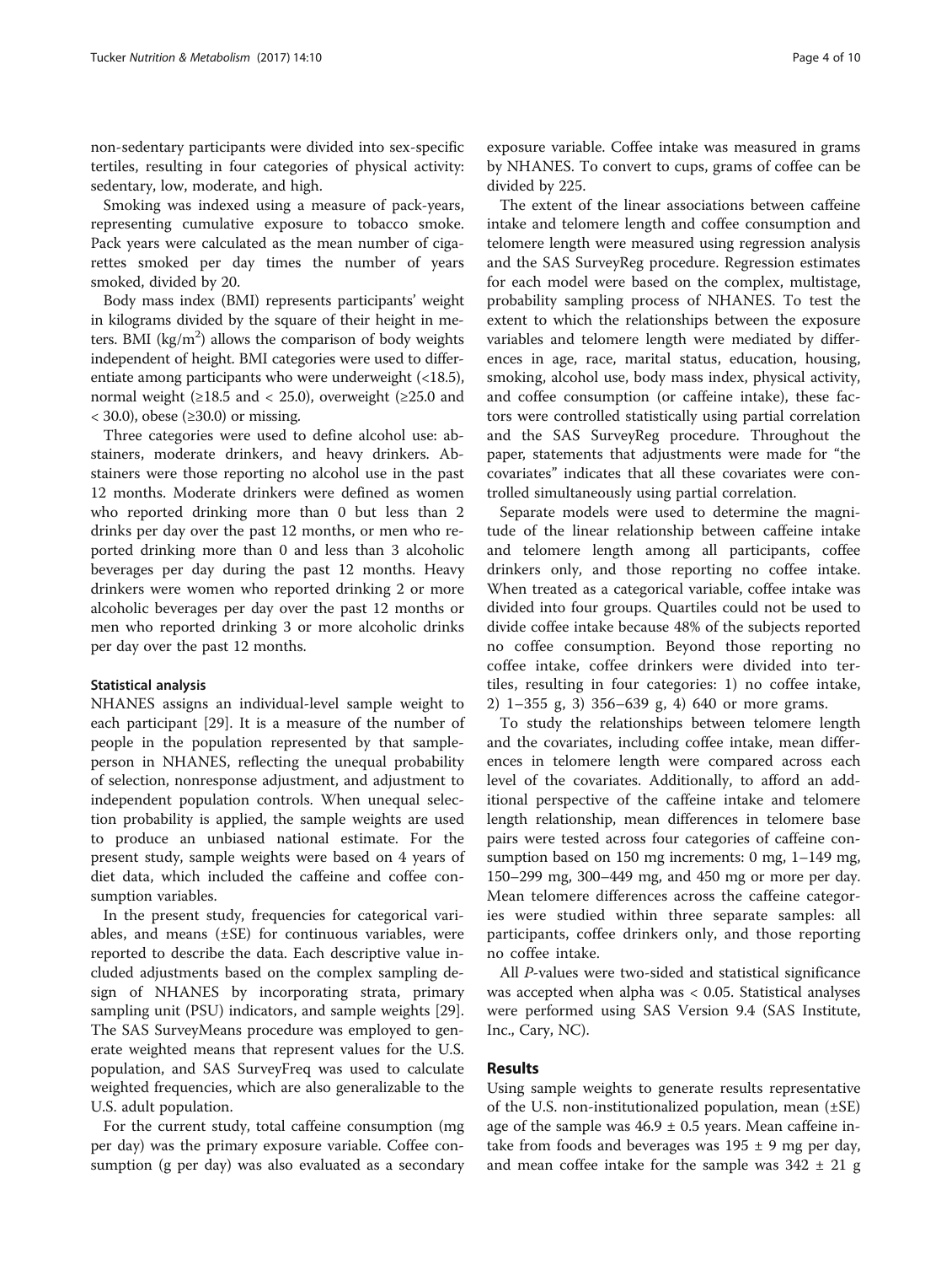non-sedentary participants were divided into sex-specific tertiles, resulting in four categories of physical activity: sedentary, low, moderate, and high.

Smoking was indexed using a measure of pack-years, representing cumulative exposure to tobacco smoke. Pack years were calculated as the mean number of cigarettes smoked per day times the number of years smoked, divided by 20.

Body mass index (BMI) represents participants' weight in kilograms divided by the square of their height in meters. BMI (kg/m$^2$) allows the comparison of body weights independent of height. BMI categories were used to differentiate among participants who were underweight (<18.5), normal weight (≥18.5 and < 25.0), overweight (≥25.0 and < 30.0), obese (≥30.0) or missing.

Three categories were used to define alcohol use: abstainers, moderate drinkers, and heavy drinkers. Abstainers were those reporting no alcohol use in the past 12 months. Moderate drinkers were defined as women who reported drinking more than 0 but less than 2 drinks per day over the past 12 months, or men who reported drinking more than 0 and less than 3 alcoholic beverages per day during the past 12 months. Heavy drinkers were women who reported drinking 2 or more alcoholic beverages per day over the past 12 months or men who reported drinking 3 or more alcoholic drinks per day over the past 12 months.

#### Statistical analysis

NHANES assigns an individual-level sample weight to each participant [29]. It is a measure of the number of people in the population represented by that sample-person in NHANES, reflecting the unequal probability of selection, nonresponse adjustment, and adjustment to independent population controls. When unequal selection probability is applied, the sample weights are used to produce an unbiased national estimate. For the present study, sample weights were based on 4 years of diet data, which included the caffeine and coffee consumption variables.

In the present study, frequencies for categorical variables, and means (±SE) for continuous variables, were reported to describe the data. Each descriptive value included adjustments based on the complex sampling design of NHANES by incorporating strata, primary sampling unit (PSU) indicators, and sample weights [29]. The SAS SurveyMeans procedure was employed to generate weighted means that represent values for the U.S. population, and SAS SurveyFreq was used to calculate weighted frequencies, which are also generalizable to the U.S. adult population.

For the current study, total caffeine consumption (mg per day) was the primary exposure variable. Coffee consumption (g per day) was also evaluated as a secondary exposure variable. Coffee intake was measured in grams by NHANES. To convert to cups, grams of coffee can be divided by 225.

The extent of the linear associations between caffeine intake and telomere length and coffee consumption and telomere length were measured using regression analysis and the SAS SurveyReg procedure. Regression estimates for each model were based on the complex, multistage, probability sampling process of NHANES. To test the extent to which the relationships between the exposure variables and telomere length were mediated by differences in age, race, marital status, education, housing, smoking, alcohol use, body mass index, physical activity, and coffee consumption (or caffeine intake), these factors were controlled statistically using partial correlation and the SAS SurveyReg procedure. Throughout the paper, statements that adjustments were made for "the covariates" indicates that all these covariates were controlled simultaneously using partial correlation.

Separate models were used to determine the magnitude of the linear relationship between caffeine intake and telomere length among all participants, coffee drinkers only, and those reporting no coffee intake. When treated as a categorical variable, coffee intake was divided into four groups. Quartiles could not be used to divide coffee intake because 48% of the subjects reported no coffee consumption. Beyond those reporting no coffee intake, coffee drinkers were divided into tertiles, resulting in four categories: 1) no coffee intake, 2) 1–355 g, 3) 356–639 g, 4) 640 or more grams.

To study the relationships between telomere length and the covariates, including coffee intake, mean differences in telomere length were compared across each level of the covariates. Additionally, to afford an additional perspective of the caffeine intake and telomere length relationship, mean differences in telomere base pairs were tested across four categories of caffeine consumption based on 150 mg increments: 0 mg, 1–149 mg, 150–299 mg, 300–449 mg, and 450 mg or more per day. Mean telomere differences across the caffeine categories were studied within three separate samples: all participants, coffee drinkers only, and those reporting no coffee intake.

All *P*-values were two-sided and statistical significance was accepted when alpha was < 0.05. Statistical analyses were performed using SAS Version 9.4 (SAS Institute, Inc., Cary, NC).

## Results

Using sample weights to generate results representative of the U.S. non-institutionalized population, mean (±SE) age of the sample was 46.9 ± 0.5 years. Mean caffeine intake from foods and beverages was 195 ± 9 mg per day, and mean coffee intake for the sample was 342 ± 21 g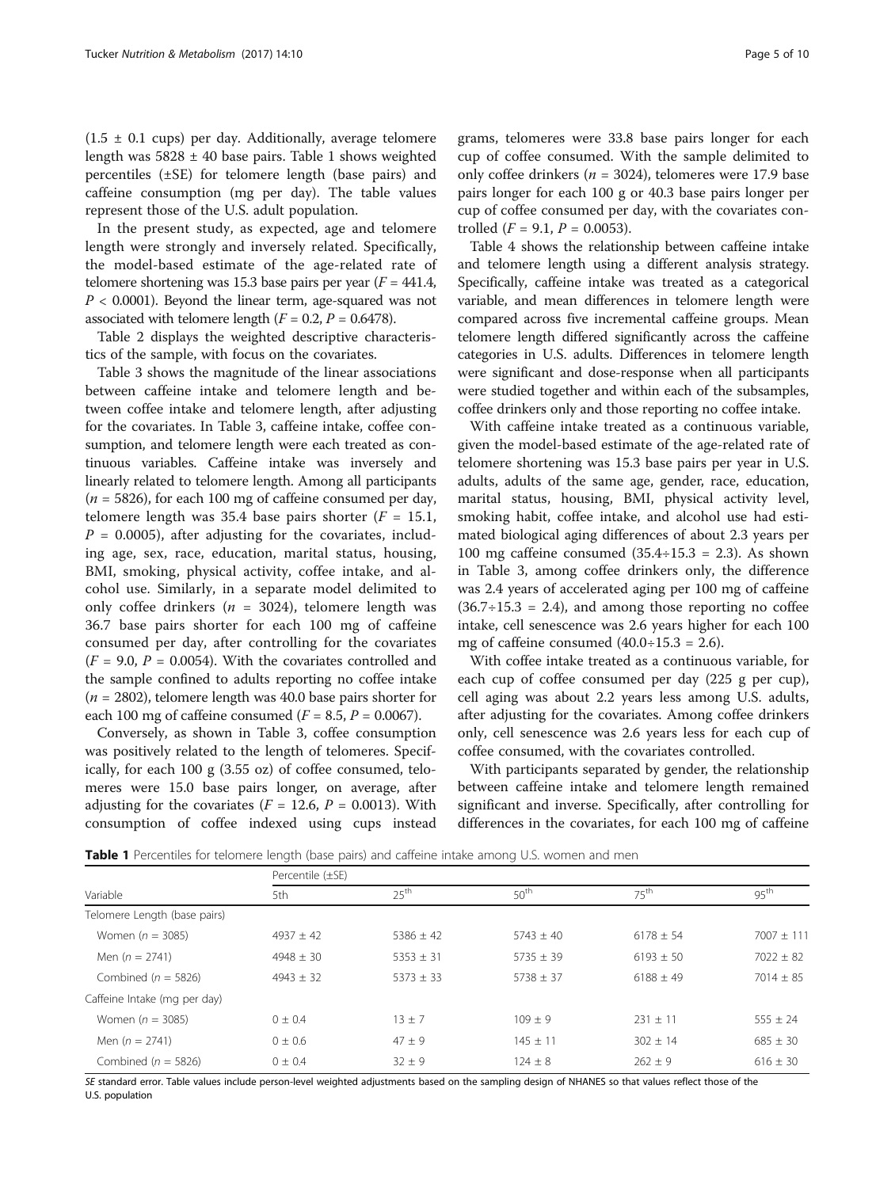(1.5 ± 0.1 cups) per day. Additionally, average telomere length was 5828 ± 40 base pairs. Table 1 shows weighted percentiles (±SE) for telomere length (base pairs) and caffeine consumption (mg per day). The table values represent those of the U.S. adult population.

In the present study, as expected, age and telomere length were strongly and inversely related. Specifically, the model-based estimate of the age-related rate of telomere shortening was 15.3 base pairs per year ($F = 441.4$, $P < 0.0001$). Beyond the linear term, age-squared was not associated with telomere length ($F = 0.2$, $P = 0.6478$).

Table 2 displays the weighted descriptive characteristics of the sample, with focus on the covariates.

Table 3 shows the magnitude of the linear associations between caffeine intake and telomere length and between coffee intake and telomere length, after adjusting for the covariates. In Table 3, caffeine intake, coffee consumption, and telomere length were each treated as continuous variables. Caffeine intake was inversely and linearly related to telomere length. Among all participants ($n = 5826$), for each 100 mg of caffeine consumed per day, telomere length was 35.4 base pairs shorter ($F = 15.1$, $P = 0.0005$), after adjusting for the covariates, including age, sex, race, education, marital status, housing, BMI, smoking, physical activity, coffee intake, and alcohol use. Similarly, in a separate model delimited to only coffee drinkers ($n = 3024$), telomere length was 36.7 base pairs shorter for each 100 mg of caffeine consumed per day, after controlling for the covariates ($F = 9.0$, $P = 0.0054$). With the covariates controlled and the sample confined to adults reporting no coffee intake ($n = 2802$), telomere length was 40.0 base pairs shorter for each 100 mg of caffeine consumed ($F = 8.5$, $P = 0.0067$).

Conversely, as shown in Table 3, coffee consumption was positively related to the length of telomeres. Specifically, for each 100 g (3.55 oz) of coffee consumed, telomeres were 15.0 base pairs longer, on average, after adjusting for the covariates ($F = 12.6$, $P = 0.0013$). With consumption of coffee indexed using cups instead grams, telomeres were 33.8 base pairs longer for each cup of coffee consumed. With the sample delimited to only coffee drinkers ($n = 3024$), telomeres were 17.9 base pairs longer for each 100 g or 40.3 base pairs longer per cup of coffee consumed per day, with the covariates controlled ($F = 9.1$, $P = 0.0053$).

Table 4 shows the relationship between caffeine intake and telomere length using a different analysis strategy. Specifically, caffeine intake was treated as a categorical variable, and mean differences in telomere length were compared across five incremental caffeine groups. Mean telomere length differed significantly across the caffeine categories in U.S. adults. Differences in telomere length were significant and dose-response when all participants were studied together and within each of the subsamples, coffee drinkers only and those reporting no coffee intake.

With caffeine intake treated as a continuous variable, given the model-based estimate of the age-related rate of telomere shortening was 15.3 base pairs per year in U.S. adults, adults of the same age, gender, race, education, marital status, housing, BMI, physical activity level, smoking habit, coffee intake, and alcohol use had estimated biological aging differences of about 2.3 years per 100 mg caffeine consumed ($35.4 \div 15.3 = 2.3$). As shown in Table 3, among coffee drinkers only, the difference was 2.4 years of accelerated aging per 100 mg of caffeine ($36.7 \div 15.3 = 2.4$), and among those reporting no coffee intake, cell senescence was 2.6 years higher for each 100 mg of caffeine consumed ($40.0 \div 15.3 = 2.6$).

With coffee intake treated as a continuous variable, for each cup of coffee consumed per day (225 g per cup), cell aging was about 2.2 years less among U.S. adults, after adjusting for the covariates. Among coffee drinkers only, cell senescence was 2.6 years less for each cup of coffee consumed, with the covariates controlled.

With participants separated by gender, the relationship between caffeine intake and telomere length remained significant and inverse. Specifically, after controlling for differences in the covariates, for each 100 mg of caffeine

**Table 1** Percentiles for telomere length (base pairs) and caffeine intake among U.S. women and men

| Variable | Percentile (±SE) | | | | |
|---|---|---|---|---|---|
| | 5th | 25th | 50th | 75th | 95th |
| Telomere Length (base pairs) | | | | | |
| Women ($n = 3085$) | 4937 ± 42 | 5386 ± 42 | 5743 ± 40 | 6178 ± 54 | 7007 ± 111 |
| Men ($n = 2741$) | 4948 ± 30 | 5353 ± 31 | 5735 ± 39 | 6193 ± 50 | 7022 ± 82 |
| Combined ($n = 5826$) | 4943 ± 32 | 5373 ± 33 | 5738 ± 37 | 6188 ± 49 | 7014 ± 85 |
| Caffeine Intake (mg per day) | | | | | |
| Women ($n = 3085$) | 0 ± 0.4 | 13 ± 7 | 109 ± 9 | 231 ± 11 | 555 ± 24 |
| Men ($n = 2741$) | 0 ± 0.6 | 47 ± 9 | 145 ± 11 | 302 ± 14 | 685 ± 30 |
| Combined ($n = 5826$) | 0 ± 0.4 | 32 ± 9 | 124 ± 8 | 262 ± 9 | 616 ± 30 |

*SE* standard error. Table values include person-level weighted adjustments based on the sampling design of NHANES so that values reflect those of the U.S. population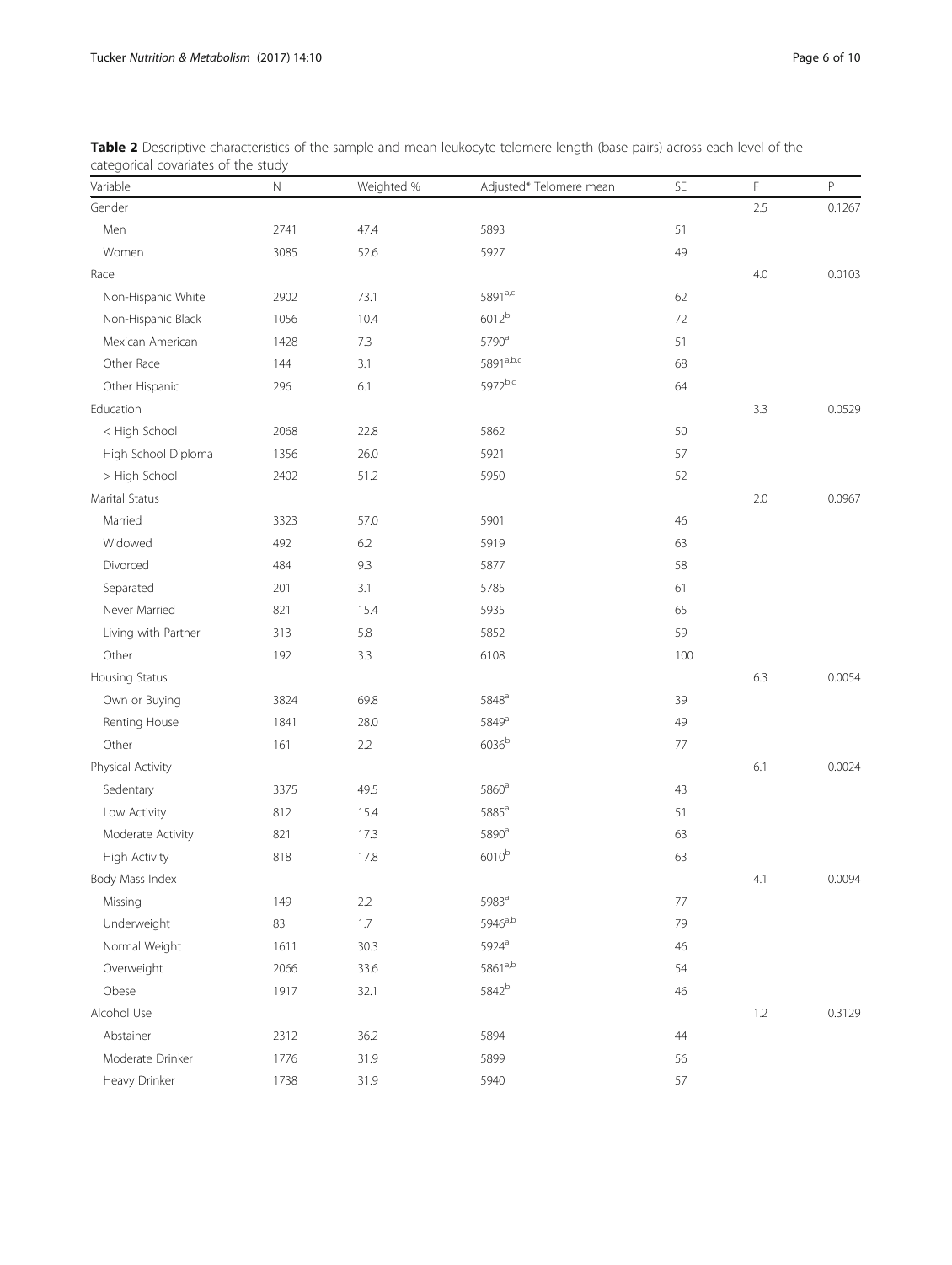**Table 2** Descriptive characteristics of the sample and mean leukocyte telomere length (base pairs) across each level of the categorical covariates of the study

| Variable | N | Weighted % | Adjusted* Telomere mean | SE | F | P |
|---|---|---|---|---|---|---|
| Gender | | | | | 2.5 | 0.1267 |
| Men | 2741 | 47.4 | 5893 | 51 | | |
| Women | 3085 | 52.6 | 5927 | 49 | | |
| Race | | | | | 4.0 | 0.0103 |
| Non-Hispanic White | 2902 | 73.1 | 5891[a,c] | 62 | | |
| Non-Hispanic Black | 1056 | 10.4 | 6012[b] | 72 | | |
| Mexican American | 1428 | 7.3 | 5790[a] | 51 | | |
| Other Race | 144 | 3.1 | 5891[a,b,c] | 68 | | |
| Other Hispanic | 296 | 6.1 | 5972[b,c] | 64 | | |
| Education | | | | | 3.3 | 0.0529 |
| < High School | 2068 | 22.8 | 5862 | 50 | | |
| High School Diploma | 1356 | 26.0 | 5921 | 57 | | |
| > High School | 2402 | 51.2 | 5950 | 52 | | |
| Marital Status | | | | | 2.0 | 0.0967 |
| Married | 3323 | 57.0 | 5901 | 46 | | |
| Widowed | 492 | 6.2 | 5919 | 63 | | |
| Divorced | 484 | 9.3 | 5877 | 58 | | |
| Separated | 201 | 3.1 | 5785 | 61 | | |
| Never Married | 821 | 15.4 | 5935 | 65 | | |
| Living with Partner | 313 | 5.8 | 5852 | 59 | | |
| Other | 192 | 3.3 | 6108 | 100 | | |
| Housing Status | | | | | 6.3 | 0.0054 |
| Own or Buying | 3824 | 69.8 | 5848[a] | 39 | | |
| Renting House | 1841 | 28.0 | 5849[a] | 49 | | |
| Other | 161 | 2.2 | 6036[b] | 77 | | |
| Physical Activity | | | | | 6.1 | 0.0024 |
| Sedentary | 3375 | 49.5 | 5860[a] | 43 | | |
| Low Activity | 812 | 15.4 | 5885[a] | 51 | | |
| Moderate Activity | 821 | 17.3 | 5890[a] | 63 | | |
| High Activity | 818 | 17.8 | 6010[b] | 63 | | |
| Body Mass Index | | | | | 4.1 | 0.0094 |
| Missing | 149 | 2.2 | 5983[a] | 77 | | |
| Underweight | 83 | 1.7 | 5946[a,b] | 79 | | |
| Normal Weight | 1611 | 30.3 | 5924[a] | 46 | | |
| Overweight | 2066 | 33.6 | 5861[a,b] | 54 | | |
| Obese | 1917 | 32.1 | 5842[b] | 46 | | |
| Alcohol Use | | | | | 1.2 | 0.3129 |
| Abstainer | 2312 | 36.2 | 5894 | 44 | | |
| Moderate Drinker | 1776 | 31.9 | 5899 | 56 | | |
| Heavy Drinker | 1738 | 31.9 | 5940 | 57 | | |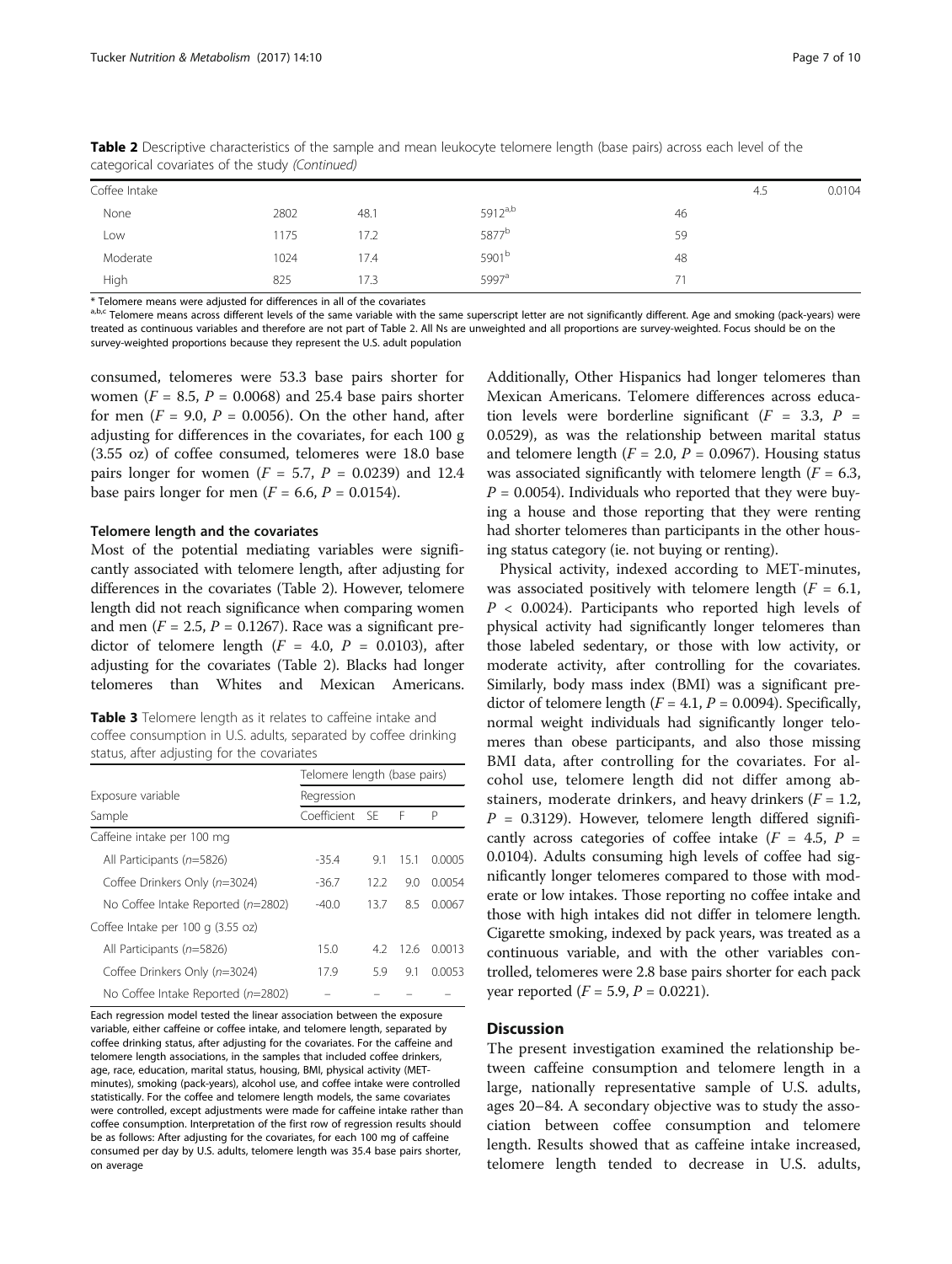**Table 2** Descriptive characteristics of the sample and mean leukocyte telomere length (base pairs) across each level of the categorical covariates of the study *(Continued)*

| | | | | | | |
|---|---|---|---|---|---|---|
| Coffee Intake | | | | | 4.5 | 0.0104 |
| None | 2802 | 48.1 | 5912[a,b] | 46 | | |
| Low | 1175 | 17.2 | 5877[b] | 59 | | |
| Moderate | 1024 | 17.4 | 5901[b] | 48 | | |
| High | 825 | 17.3 | 5997[a] | 71 | | |

\* Telomere means were adjusted for differences in all of the covariates
[a,b,c] Telomere means across different levels of the same variable with the same superscript letter are not significantly different. Age and smoking (pack-years) were treated as continuous variables and therefore are not part of Table 2. All Ns are unweighted and all proportions are survey-weighted. Focus should be on the survey-weighted proportions because they represent the U.S. adult population

consumed, telomeres were 53.3 base pairs shorter for women ($F$ = 8.5, $P$ = 0.0068) and 25.4 base pairs shorter for men ($F$ = 9.0, $P$ = 0.0056). On the other hand, after adjusting for differences in the covariates, for each 100 g (3.55 oz) of coffee consumed, telomeres were 18.0 base pairs longer for women ($F$ = 5.7, $P$ = 0.0239) and 12.4 base pairs longer for men ($F$ = 6.6, $P$ = 0.0154).

#### Telomere length and the covariates

Most of the potential mediating variables were significantly associated with telomere length, after adjusting for differences in the covariates (Table 2). However, telomere length did not reach significance when comparing women and men ($F$ = 2.5, $P$ = 0.1267). Race was a significant predictor of telomere length ($F$ = 4.0, $P$ = 0.0103), after adjusting for the covariates (Table 2). Blacks had longer telomeres than Whites and Mexican Americans. Additionally, Other Hispanics had longer telomeres than Mexican Americans. Telomere differences across education levels were borderline significant ($F$ = 3.3, $P$ = 0.0529), as was the relationship between marital status and telomere length ($F$ = 2.0, $P$ = 0.0967). Housing status was associated significantly with telomere length ($F$ = 6.3, $P$ = 0.0054). Individuals who reported that they were buying a house and those reporting that they were renting had shorter telomeres than participants in the other housing status category (ie. not buying or renting).

Physical activity, indexed according to MET-minutes, was associated positively with telomere length ($F$ = 6.1, $P$ < 0.0024). Participants who reported high levels of physical activity had significantly longer telomeres than those labeled sedentary, or those with low activity, or moderate activity, after controlling for the covariates. Similarly, body mass index (BMI) was a significant predictor of telomere length ($F$ = 4.1, $P$ = 0.0094). Specifically, normal weight individuals had significantly longer telomeres than obese participants, and also those missing BMI data, after controlling for the covariates. For alcohol use, telomere length did not differ among abstainers, moderate drinkers, and heavy drinkers ($F$ = 1.2, $P$ = 0.3129). However, telomere length differed significantly across categories of coffee intake ($F$ = 4.5, $P$ = 0.0104). Adults consuming high levels of coffee had significantly longer telomeres compared to those with moderate or low intakes. Those reporting no coffee intake and those with high intakes did not differ in telomere length. Cigarette smoking, indexed by pack years, was treated as a continuous variable, and with the other variables controlled, telomeres were 2.8 base pairs shorter for each pack year reported ($F$ = 5.9, $P$ = 0.0221).

**Table 3** Telomere length as it relates to caffeine intake and coffee consumption in U.S. adults, separated by coffee drinking status, after adjusting for the covariates

| | Telomere length (base pairs) | | | |
|---|---|---|---|---|
| Exposure variable | Regression | | | |
| Sample | Coefficient | SE | F | P |
| Caffeine intake per 100 mg | | | | |
| All Participants ($n$=5826) | -35.4 | 9.1 | 15.1 | 0.0005 |
| Coffee Drinkers Only ($n$=3024) | -36.7 | 12.2 | 9.0 | 0.0054 |
| No Coffee Intake Reported ($n$=2802) | -40.0 | 13.7 | 8.5 | 0.0067 |
| Coffee Intake per 100 g (3.55 oz) | | | | |
| All Participants ($n$=5826) | 15.0 | 4.2 | 12.6 | 0.0013 |
| Coffee Drinkers Only ($n$=3024) | 17.9 | 5.9 | 9.1 | 0.0053 |
| No Coffee Intake Reported ($n$=2802) | – | – | – | – |

Each regression model tested the linear association between the exposure variable, either caffeine or coffee intake, and telomere length, separated by coffee drinking status, after adjusting for the covariates. For the caffeine and telomere length associations, in the samples that included coffee drinkers, age, race, education, marital status, housing, BMI, physical activity (MET-minutes), smoking (pack-years), alcohol use, and coffee intake were controlled statistically. For the coffee and telomere length models, the same covariates were controlled, except adjustments were made for caffeine intake rather than coffee consumption. Interpretation of the first row of regression results should be as follows: After adjusting for the covariates, for each 100 mg of caffeine consumed per day by U.S. adults, telomere length was 35.4 base pairs shorter, on average

## Discussion

The present investigation examined the relationship between caffeine consumption and telomere length in a large, nationally representative sample of U.S. adults, ages 20–84. A secondary objective was to study the association between coffee consumption and telomere length. Results showed that as caffeine intake increased, telomere length tended to decrease in U.S. adults,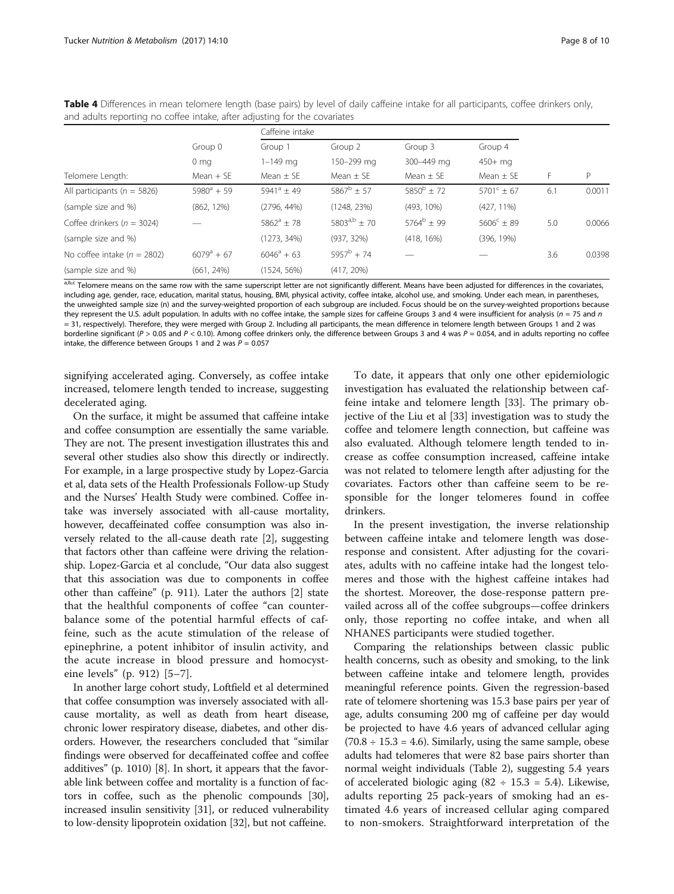**Table 4** Differences in mean telomere length (base pairs) by level of daily caffeine intake for all participants, coffee drinkers only, and adults reporting no coffee intake, after adjusting for the covariates

| | Group 0 | Caffeine intake | | | | | |
|---|---|---|---|---|---|---|---|
| | | Group 1 | Group 2 | Group 3 | Group 4 | | |
| | 0 mg | 1–149 mg | 150–299 mg | 300–449 mg | 450+ mg | | |
| Telomere Length: | Mean + SE | Mean ± SE | Mean ± SE | Mean ± SE | Mean ± SE | F | P |
| All participants (*n* = 5826) | 5980[a] + 59 | 5941[a] ± 49 | 5867[b] ± 57 | 5850[b] ± 72 | 5701[c] ± 67 | 6.1 | 0.0011 |
| (sample size and %) | (862, 12%) | (2796, 44%) | (1248, 23%) | (493, 10%) | (427, 11%) | | |
| Coffee drinkers (*n* = 3024) | — | 5862[a] ± 78 | 5803[a,b] ± 70 | 5764[b] ± 99 | 5606[c] ± 89 | 5.0 | 0.0066 |
| (sample size and %) | | (1273, 34%) | (937, 32%) | (418, 16%) | (396, 19%) | | |
| No coffee intake (*n* = 2802) | 6079[a] + 67 | 6046[a] + 63 | 5957[b] + 74 | — | — | 3.6 | 0.0398 |
| (sample size and %) | (661, 24%) | (1524, 56%) | (417, 20%) | | | | |

[a,b,c] Telomere means on the same row with the same superscript letter are not significantly different. Means have been adjusted for differences in the covariates, including age, gender, race, education, marital status, housing, BMI, physical activity, coffee intake, alcohol use, and smoking. Under each mean, in parentheses, the unweighted sample size (n) and the survey-weighted proportion of each subgroup are included. Focus should be on the survey-weighted proportions because they represent the U.S. adult population. In adults with no coffee intake, the sample sizes for caffeine Groups 3 and 4 were insufficient for analysis (*n* = 75 and *n* = 31, respectively). Therefore, they were merged with Group 2. Including all participants, the mean difference in telomere length between Groups 1 and 2 was borderline significant ($P > 0.05$ and $P < 0.10$). Among coffee drinkers only, the difference between Groups 3 and 4 was $P = 0.054$, and in adults reporting no coffee intake, the difference between Groups 1 and 2 was $P = 0.057$

signifying accelerated aging. Conversely, as coffee intake increased, telomere length tended to increase, suggesting decelerated aging.

On the surface, it might be assumed that caffeine intake and coffee consumption are essentially the same variable. They are not. The present investigation illustrates this and several other studies also show this directly or indirectly. For example, in a large prospective study by Lopez-Garcia et al, data sets of the Health Professionals Follow-up Study and the Nurses' Health Study were combined. Coffee intake was inversely associated with all-cause mortality, however, decaffeinated coffee consumption was also inversely related to the all-cause death rate [2], suggesting that factors other than caffeine were driving the relationship. Lopez-Garcia et al conclude, "Our data also suggest that this association was due to components in coffee other than caffeine" (p. 911). Later the authors [2] state that the healthful components of coffee "can counterbalance some of the potential harmful effects of caffeine, such as the acute stimulation of the release of epinephrine, a potent inhibitor of insulin activity, and the acute increase in blood pressure and homocysteine levels" (p. 912) [5–7].

In another large cohort study, Loftfield et al determined that coffee consumption was inversely associated with all-cause mortality, as well as death from heart disease, chronic lower respiratory disease, diabetes, and other disorders. However, the researchers concluded that "similar findings were observed for decaffeinated coffee and coffee additives" (p. 1010) [8]. In short, it appears that the favorable link between coffee and mortality is a function of factors in coffee, such as the phenolic compounds [30], increased insulin sensitivity [31], or reduced vulnerability to low-density lipoprotein oxidation [32], but not caffeine.

To date, it appears that only one other epidemiologic investigation has evaluated the relationship between caffeine intake and telomere length [33]. The primary objective of the Liu et al [33] investigation was to study the coffee and telomere length connection, but caffeine was also evaluated. Although telomere length tended to increase as coffee consumption increased, caffeine intake was not related to telomere length after adjusting for the covariates. Factors other than caffeine seem to be responsible for the longer telomeres found in coffee drinkers.

In the present investigation, the inverse relationship between caffeine intake and telomere length was dose-response and consistent. After adjusting for the covariates, adults with no caffeine intake had the longest telomeres and those with the highest caffeine intakes had the shortest. Moreover, the dose-response pattern prevailed across all of the coffee subgroups—coffee drinkers only, those reporting no coffee intake, and when all NHANES participants were studied together.

Comparing the relationships between classic public health concerns, such as obesity and smoking, to the link between caffeine intake and telomere length, provides meaningful reference points. Given the regression-based rate of telomere shortening was 15.3 base pairs per year of age, adults consuming 200 mg of caffeine per day would be projected to have 4.6 years of advanced cellular aging ($70.8 \div 15.3 = 4.6$). Similarly, using the same sample, obese adults had telomeres that were 82 base pairs shorter than normal weight individuals (Table 2), suggesting 5.4 years of accelerated biologic aging ($82 \div 15.3 = 5.4$). Likewise, adults reporting 25 pack-years of smoking had an estimated 4.6 years of increased cellular aging compared to non-smokers. Straightforward interpretation of the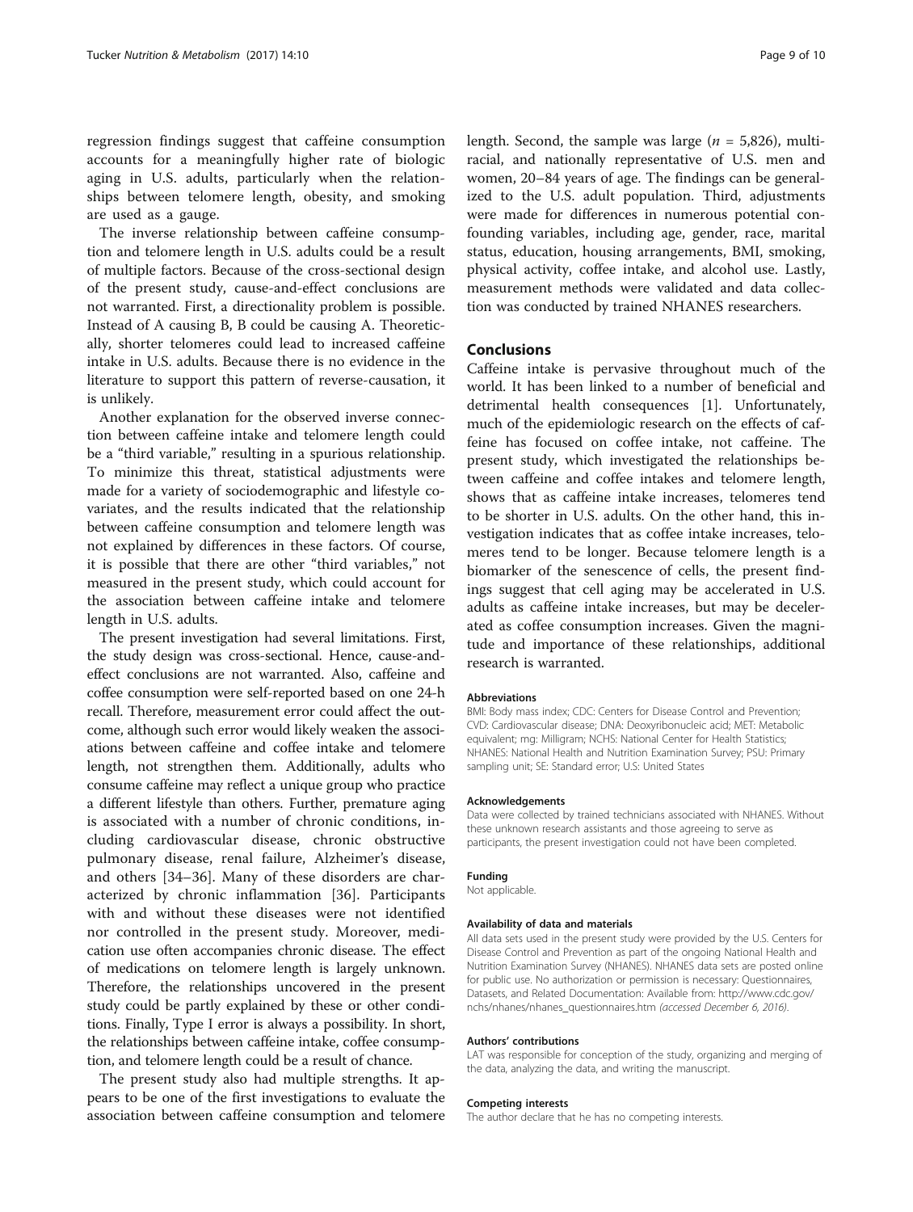regression findings suggest that caffeine consumption accounts for a meaningfully higher rate of biologic aging in U.S. adults, particularly when the relationships between telomere length, obesity, and smoking are used as a gauge.

The inverse relationship between caffeine consumption and telomere length in U.S. adults could be a result of multiple factors. Because of the cross-sectional design of the present study, cause-and-effect conclusions are not warranted. First, a directionality problem is possible. Instead of A causing B, B could be causing A. Theoretically, shorter telomeres could lead to increased caffeine intake in U.S. adults. Because there is no evidence in the literature to support this pattern of reverse-causation, it is unlikely.

Another explanation for the observed inverse connection between caffeine intake and telomere length could be a "third variable," resulting in a spurious relationship. To minimize this threat, statistical adjustments were made for a variety of sociodemographic and lifestyle covariates, and the results indicated that the relationship between caffeine consumption and telomere length was not explained by differences in these factors. Of course, it is possible that there are other "third variables," not measured in the present study, which could account for the association between caffeine intake and telomere length in U.S. adults.

The present investigation had several limitations. First, the study design was cross-sectional. Hence, cause-and-effect conclusions are not warranted. Also, caffeine and coffee consumption were self-reported based on one 24-h recall. Therefore, measurement error could affect the outcome, although such error would likely weaken the associations between caffeine and coffee intake and telomere length, not strengthen them. Additionally, adults who consume caffeine may reflect a unique group who practice a different lifestyle than others. Further, premature aging is associated with a number of chronic conditions, including cardiovascular disease, chronic obstructive pulmonary disease, renal failure, Alzheimer's disease, and others [34–36]. Many of these disorders are characterized by chronic inflammation [36]. Participants with and without these diseases were not identified nor controlled in the present study. Moreover, medication use often accompanies chronic disease. The effect of medications on telomere length is largely unknown. Therefore, the relationships uncovered in the present study could be partly explained by these or other conditions. Finally, Type I error is always a possibility. In short, the relationships between caffeine intake, coffee consumption, and telomere length could be a result of chance.

The present study also had multiple strengths. It appears to be one of the first investigations to evaluate the association between caffeine consumption and telomere length. Second, the sample was large ($n$ = 5,826), multiracial, and nationally representative of U.S. men and women, 20–84 years of age. The findings can be generalized to the U.S. adult population. Third, adjustments were made for differences in numerous potential confounding variables, including age, gender, race, marital status, education, housing arrangements, BMI, smoking, physical activity, coffee intake, and alcohol use. Lastly, measurement methods were validated and data collection was conducted by trained NHANES researchers.

## Conclusions

Caffeine intake is pervasive throughout much of the world. It has been linked to a number of beneficial and detrimental health consequences [1]. Unfortunately, much of the epidemiologic research on the effects of caffeine has focused on coffee intake, not caffeine. The present study, which investigated the relationships between caffeine and coffee intakes and telomere length, shows that as caffeine intake increases, telomeres tend to be shorter in U.S. adults. On the other hand, this investigation indicates that as coffee intake increases, telomeres tend to be longer. Because telomere length is a biomarker of the senescence of cells, the present findings suggest that cell aging may be accelerated in U.S. adults as caffeine intake increases, but may be decelerated as coffee consumption increases. Given the magnitude and importance of these relationships, additional research is warranted.

#### Abbreviations

BMI: Body mass index; CDC: Centers for Disease Control and Prevention; CVD: Cardiovascular disease; DNA: Deoxyribonucleic acid; MET: Metabolic equivalent; mg: Milligram; NCHS: National Center for Health Statistics; NHANES: National Health and Nutrition Examination Survey; PSU: Primary sampling unit; SE: Standard error; U.S: United States

#### Acknowledgements

Data were collected by trained technicians associated with NHANES. Without these unknown research assistants and those agreeing to serve as participants, the present investigation could not have been completed.

#### Funding

Not applicable.

#### Availability of data and materials

All data sets used in the present study were provided by the U.S. Centers for Disease Control and Prevention as part of the ongoing National Health and Nutrition Examination Survey (NHANES). NHANES data sets are posted online for public use. No authorization or permission is necessary: Questionnaires, Datasets, and Related Documentation: Available from: http://www.cdc.gov/nchs/nhanes/nhanes_questionnaires.htm *(accessed December 6, 2016).*

#### Authors' contributions

LAT was responsible for conception of the study, organizing and merging of the data, analyzing the data, and writing the manuscript.

#### Competing interests

The author declare that he has no competing interests.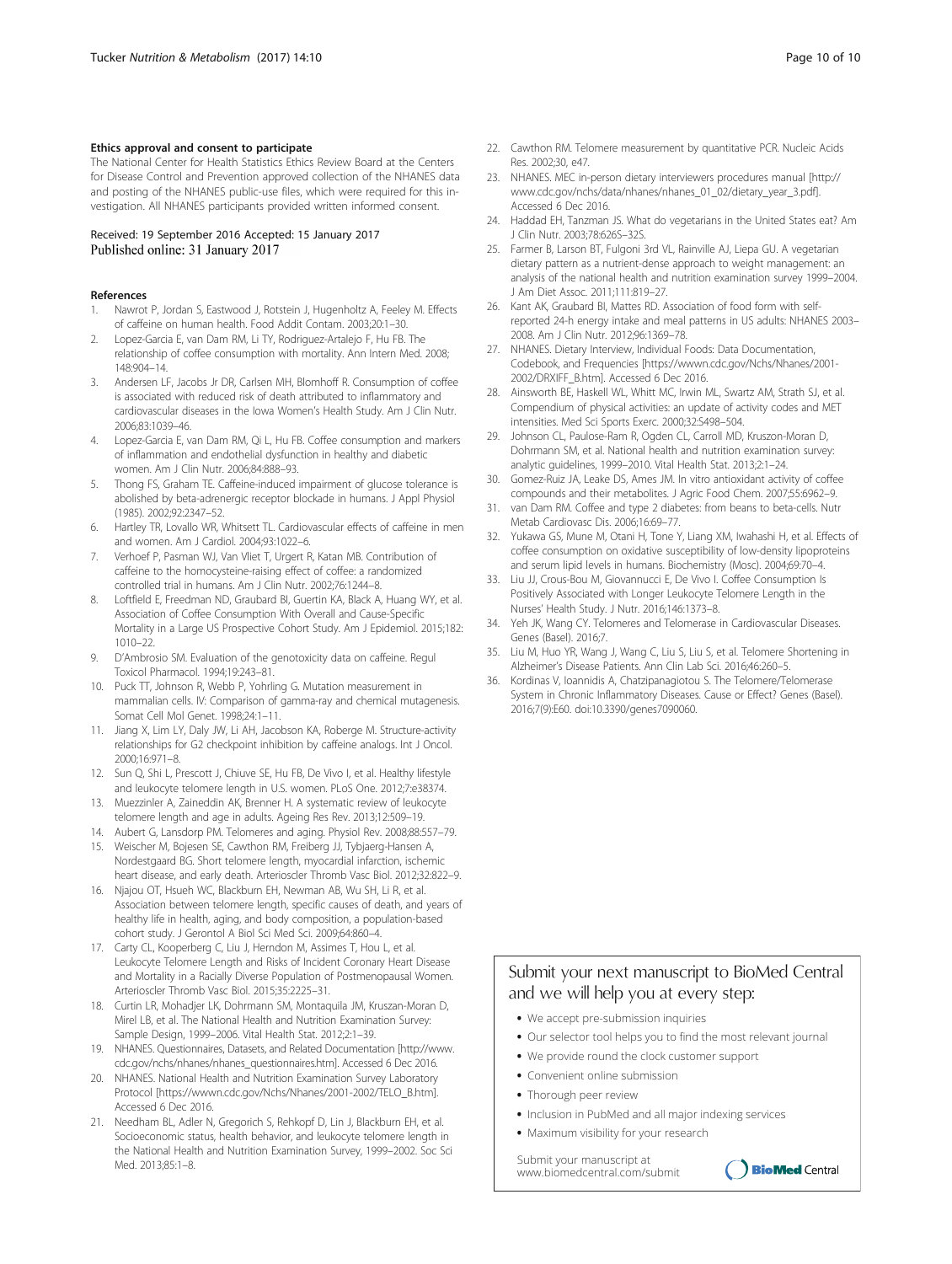#### Ethics approval and consent to participate

The National Center for Health Statistics Ethics Review Board at the Centers for Disease Control and Prevention approved collection of the NHANES data and posting of the NHANES public-use files, which were required for this investigation. All NHANES participants provided written informed consent.

Received: 19 September 2016 Accepted: 15 January 2017
Published online: 31 January 2017

#### References

1. Nawrot P, Jordan S, Eastwood J, Rotstein J, Hugenholtz A, Feeley M. Effects of caffeine on human health. Food Addit Contam. 2003;20:1–30.
2. Lopez-Garcia E, van Dam RM, Li TY, Rodriguez-Artalejo F, Hu FB. The relationship of coffee consumption with mortality. Ann Intern Med. 2008; 148:904–14.
3. Andersen LF, Jacobs Jr DR, Carlsen MH, Blomhoff R. Consumption of coffee is associated with reduced risk of death attributed to inflammatory and cardiovascular diseases in the Iowa Women's Health Study. Am J Clin Nutr. 2006;83:1039–46.
4. Lopez-Garcia E, van Dam RM, Qi L, Hu FB. Coffee consumption and markers of inflammation and endothelial dysfunction in healthy and diabetic women. Am J Clin Nutr. 2006;84:888–93.
5. Thong FS, Graham TE. Caffeine-induced impairment of glucose tolerance is abolished by beta-adrenergic receptor blockade in humans. J Appl Physiol (1985). 2002;92:2347–52.
6. Hartley TR, Lovallo WR, Whitsett TL. Cardiovascular effects of caffeine in men and women. Am J Cardiol. 2004;93:1022–6.
7. Verhoef P, Pasman WJ, Van Vliet T, Urgert R, Katan MB. Contribution of caffeine to the homocysteine-raising effect of coffee: a randomized controlled trial in humans. Am J Clin Nutr. 2002;76:1244–8.
8. Loftfield E, Freedman ND, Graubard BI, Guertin KA, Black A, Huang WY, et al. Association of Coffee Consumption With Overall and Cause-Specific Mortality in a Large US Prospective Cohort Study. Am J Epidemiol. 2015;182: 1010–22.
9. D'Ambrosio SM. Evaluation of the genotoxicity data on caffeine. Regul Toxicol Pharmacol. 1994;19:243–81.
10. Puck TT, Johnson R, Webb P, Yohrling G. Mutation measurement in mammalian cells. IV: Comparison of gamma-ray and chemical mutagenesis. Somat Cell Mol Genet. 1998;24:1–11.
11. Jiang X, Lim LY, Daly JW, Li AH, Jacobson KA, Roberge M. Structure-activity relationships for G2 checkpoint inhibition by caffeine analogs. Int J Oncol. 2000;16:971–8.
12. Sun Q, Shi L, Prescott J, Chiuve SE, Hu FB, De Vivo I, et al. Healthy lifestyle and leukocyte telomere length in U.S. women. PLoS One. 2012;7:e38374.
13. Muezzinler A, Zaineddin AK, Brenner H. A systematic review of leukocyte telomere length and age in adults. Ageing Res Rev. 2013;12:509–19.
14. Aubert G, Lansdorp PM. Telomeres and aging. Physiol Rev. 2008;88:557–79.
15. Weischer M, Bojesen SE, Cawthon RM, Freiberg JJ, Tybjaerg-Hansen A, Nordestgaard BG. Short telomere length, myocardial infarction, ischemic heart disease, and early death. Arterioscler Thromb Vasc Biol. 2012;32:822–9.
16. Njajou OT, Hsueh WC, Blackburn EH, Newman AB, Wu SH, Li R, et al. Association between telomere length, specific causes of death, and years of healthy life in health, aging, and body composition, a population-based cohort study. J Gerontol A Biol Sci Med Sci. 2009;64:860–4.
17. Carty CL, Kooperberg C, Liu J, Herndon M, Assimes T, Hou L, et al. Leukocyte Telomere Length and Risks of Incident Coronary Heart Disease and Mortality in a Racially Diverse Population of Postmenopausal Women. Arterioscler Thromb Vasc Biol. 2015;35:2225–31.
18. Curtin LR, Mohadjer LK, Dohrmann SM, Montaquila JM, Kruszan-Moran D, Mirel LB, et al. The National Health and Nutrition Examination Survey: Sample Design, 1999–2006. Vital Health Stat. 2012;2:1–39.
19. NHANES. Questionnaires, Datasets, and Related Documentation [http://www.cdc.gov/nchs/nhanes/nhanes_questionnaires.htm]. Accessed 6 Dec 2016.
20. NHANES. National Health and Nutrition Examination Survey Laboratory Protocol [https://wwwn.cdc.gov/Nchs/Nhanes/2001-2002/TELO_B.htm]. Accessed 6 Dec 2016.
21. Needham BL, Adler N, Gregorich S, Rehkopf D, Lin J, Blackburn EH, et al. Socioeconomic status, health behavior, and leukocyte telomere length in the National Health and Nutrition Examination Survey, 1999–2002. Soc Sci Med. 2013;85:1–8.
22. Cawthon RM. Telomere measurement by quantitative PCR. Nucleic Acids Res. 2002;30, e47.
23. NHANES. MEC in-person dietary interviewers procedures manual [http://www.cdc.gov/nchs/data/nhanes/nhanes_01_02/dietary_year_3.pdf]. Accessed 6 Dec 2016.
24. Haddad EH, Tanzman JS. What do vegetarians in the United States eat? Am J Clin Nutr. 2003;78:626S–32S.
25. Farmer B, Larson BT, Fulgoni 3rd VL, Rainville AJ, Liepa GU. A vegetarian dietary pattern as a nutrient-dense approach to weight management: an analysis of the national health and nutrition examination survey 1999–2004. J Am Diet Assoc. 2011;111:819–27.
26. Kant AK, Graubard BI, Mattes RD. Association of food form with self-reported 24-h energy intake and meal patterns in US adults: NHANES 2003–2008. Am J Clin Nutr. 2012;96:1369–78.
27. NHANES. Dietary Interview, Individual Foods: Data Documentation, Codebook, and Frequencies [https://wwwn.cdc.gov/Nchs/Nhanes/2001-2002/DRXIFF_B.htm]. Accessed 6 Dec 2016.
28. Ainsworth BE, Haskell WL, Whitt MC, Irwin ML, Swartz AM, Strath SJ, et al. Compendium of physical activities: an update of activity codes and MET intensities. Med Sci Sports Exerc. 2000;32:S498–504.
29. Johnson CL, Paulose-Ram R, Ogden CL, Carroll MD, Kruszon-Moran D, Dohrmann SM, et al. National health and nutrition examination survey: analytic guidelines, 1999–2010. Vital Health Stat. 2013;2:1–24.
30. Gomez-Ruiz JA, Leake DS, Ames JM. In vitro antioxidant activity of coffee compounds and their metabolites. J Agric Food Chem. 2007;55:6962–9.
31. van Dam RM. Coffee and type 2 diabetes: from beans to beta-cells. Nutr Metab Cardiovasc Dis. 2006;16:69–77.
32. Yukawa GS, Mune M, Otani H, Tone Y, Liang XM, Iwahashi H, et al. Effects of coffee consumption on oxidative susceptibility of low-density lipoproteins and serum lipid levels in humans. Biochemistry (Mosc). 2004;69:70–4.
33. Liu JJ, Crous-Bou M, Giovannucci E, De Vivo I. Coffee Consumption Is Positively Associated with Longer Leukocyte Telomere Length in the Nurses' Health Study. J Nutr. 2016;146:1373–8.
34. Yeh JK, Wang CY. Telomeres and Telomerase in Cardiovascular Diseases. Genes (Basel). 2016;7.
35. Liu M, Huo YR, Wang J, Wang C, Liu S, Liu S, et al. Telomere Shortening in Alzheimer's Disease Patients. Ann Clin Lab Sci. 2016;46:260–5.
36. Kordinas V, Ioannidis A, Chatzipanagiotou S. The Telomere/Telomerase System in Chronic Inflammatory Diseases. Cause or Effect? Genes (Basel). 2016;7(9):E60. doi:10.3390/genes7090060.

Submit your next manuscript to BioMed Central and we will help you at every step:

- We accept pre-submission inquiries
- Our selector tool helps you to find the most relevant journal
- We provide round the clock customer support
- Convenient online submission
- Thorough peer review
- Inclusion in PubMed and all major indexing services
- Maximum visibility for your research

Submit your manuscript at www.biomedcentral.com/submit

BioMed Central